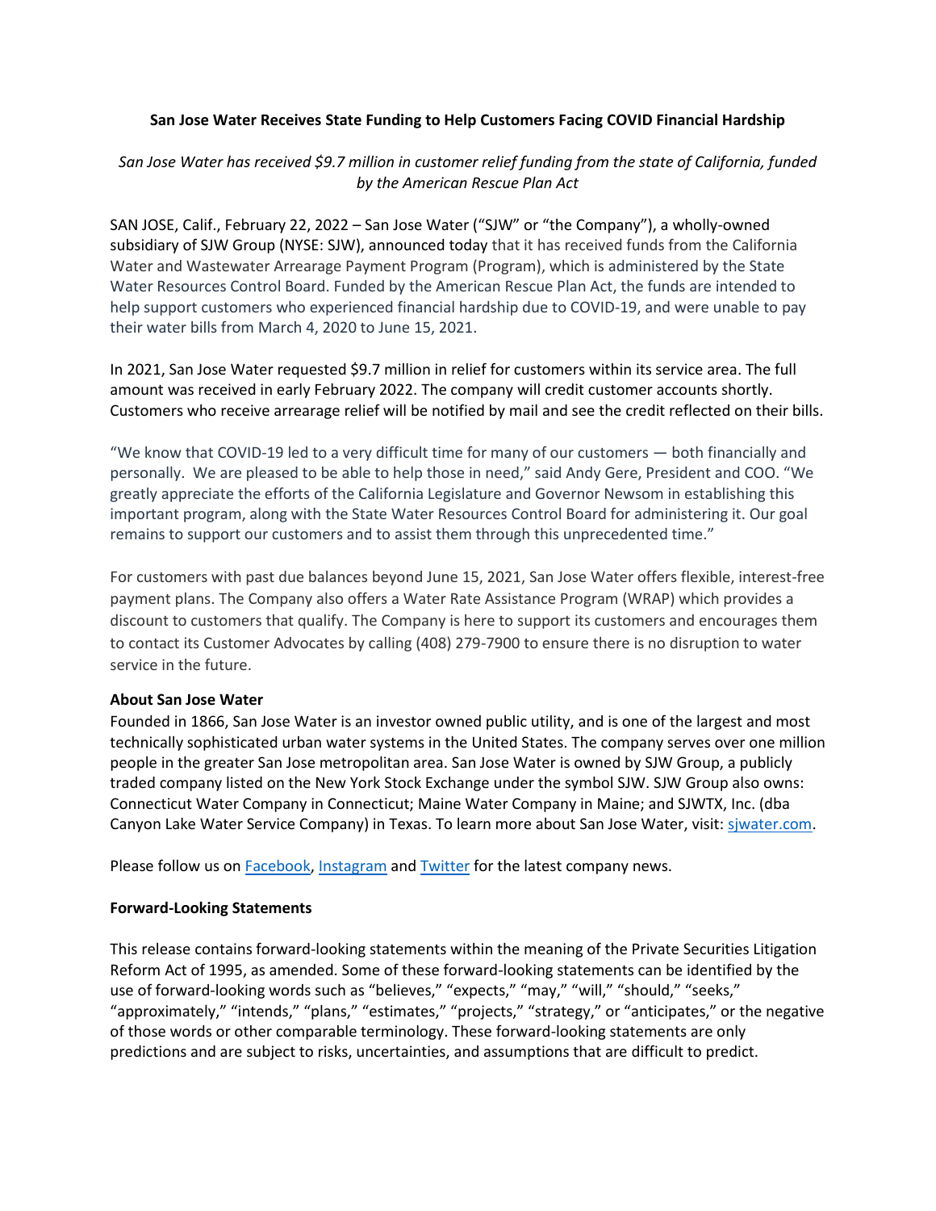**San Jose Water Receives State Funding to Help Customers Facing COVID Financial Hardship**

*San Jose Water has received $9.7 million in customer relief funding from the state of California, funded by the American Rescue Plan Act*

SAN JOSE, Calif., February 22, 2022 – San Jose Water ("SJW" or "the Company"), a wholly-owned subsidiary of SJW Group (NYSE: SJW), announced today that it has received funds from the California Water and Wastewater Arrearage Payment Program (Program), which is administered by the State Water Resources Control Board. Funded by the American Rescue Plan Act, the funds are intended to help support customers who experienced financial hardship due to COVID-19, and were unable to pay their water bills from March 4, 2020 to June 15, 2021.

In 2021, San Jose Water requested $9.7 million in relief for customers within its service area. The full amount was received in early February 2022. The company will credit customer accounts shortly. Customers who receive arrearage relief will be notified by mail and see the credit reflected on their bills.

"We know that COVID-19 led to a very difficult time for many of our customers — both financially and personally. We are pleased to be able to help those in need," said Andy Gere, President and COO. "We greatly appreciate the efforts of the California Legislature and Governor Newsom in establishing this important program, along with the State Water Resources Control Board for administering it. Our goal remains to support our customers and to assist them through this unprecedented time."

For customers with past due balances beyond June 15, 2021, San Jose Water offers flexible, interest-free payment plans. The Company also offers a Water Rate Assistance Program (WRAP) which provides a discount to customers that qualify. The Company is here to support its customers and encourages them to contact its Customer Advocates by calling (408) 279-7900 to ensure there is no disruption to water service in the future.

**About San Jose Water**

Founded in 1866, San Jose Water is an investor owned public utility, and is one of the largest and most technically sophisticated urban water systems in the United States. The company serves over one million people in the greater San Jose metropolitan area. San Jose Water is owned by SJW Group, a publicly traded company listed on the New York Stock Exchange under the symbol SJW. SJW Group also owns: Connecticut Water Company in Connecticut; Maine Water Company in Maine; and SJWTX, Inc. (dba Canyon Lake Water Service Company) in Texas. To learn more about San Jose Water, visit: sjwater.com.

Please follow us on Facebook, Instagram and Twitter for the latest company news.

**Forward-Looking Statements**

This release contains forward-looking statements within the meaning of the Private Securities Litigation Reform Act of 1995, as amended. Some of these forward-looking statements can be identified by the use of forward-looking words such as "believes," "expects," "may," "will," "should," "seeks," "approximately," "intends," "plans," "estimates," "projects," "strategy," or "anticipates," or the negative of those words or other comparable terminology. These forward-looking statements are only predictions and are subject to risks, uncertainties, and assumptions that are difficult to predict.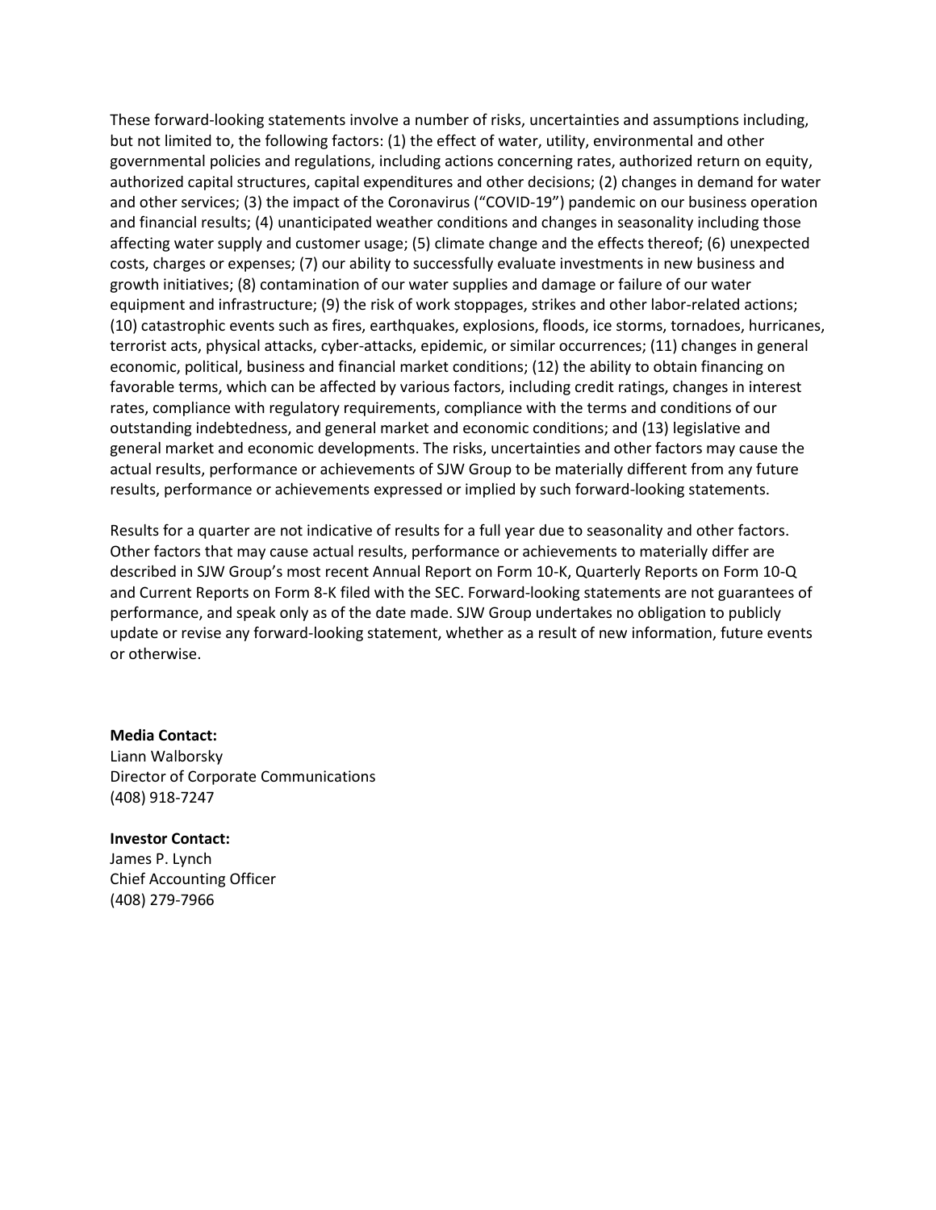These forward-looking statements involve a number of risks, uncertainties and assumptions including, but not limited to, the following factors: (1) the effect of water, utility, environmental and other governmental policies and regulations, including actions concerning rates, authorized return on equity, authorized capital structures, capital expenditures and other decisions; (2) changes in demand for water and other services; (3) the impact of the Coronavirus ("COVID-19") pandemic on our business operation and financial results; (4) unanticipated weather conditions and changes in seasonality including those affecting water supply and customer usage; (5) climate change and the effects thereof; (6) unexpected costs, charges or expenses; (7) our ability to successfully evaluate investments in new business and growth initiatives; (8) contamination of our water supplies and damage or failure of our water equipment and infrastructure; (9) the risk of work stoppages, strikes and other labor-related actions; (10) catastrophic events such as fires, earthquakes, explosions, floods, ice storms, tornadoes, hurricanes, terrorist acts, physical attacks, cyber-attacks, epidemic, or similar occurrences; (11) changes in general economic, political, business and financial market conditions; (12) the ability to obtain financing on favorable terms, which can be affected by various factors, including credit ratings, changes in interest rates, compliance with regulatory requirements, compliance with the terms and conditions of our outstanding indebtedness, and general market and economic conditions; and (13) legislative and general market and economic developments. The risks, uncertainties and other factors may cause the actual results, performance or achievements of SJW Group to be materially different from any future results, performance or achievements expressed or implied by such forward-looking statements.

Results for a quarter are not indicative of results for a full year due to seasonality and other factors. Other factors that may cause actual results, performance or achievements to materially differ are described in SJW Group's most recent Annual Report on Form 10-K, Quarterly Reports on Form 10-Q and Current Reports on Form 8-K filed with the SEC. Forward-looking statements are not guarantees of performance, and speak only as of the date made. SJW Group undertakes no obligation to publicly update or revise any forward-looking statement, whether as a result of new information, future events or otherwise.

**Media Contact:**
Liann Walborsky
Director of Corporate Communications
(408) 918-7247

**Investor Contact:**
James P. Lynch
Chief Accounting Officer
(408) 279-7966